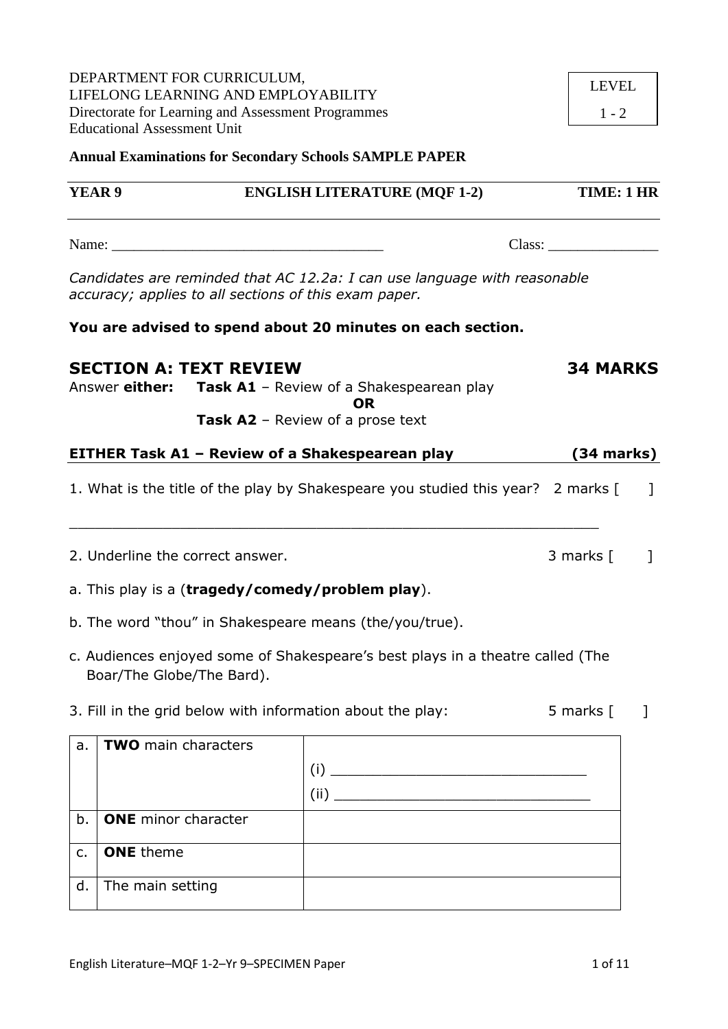DEPARTMENT FOR CURRICULUM,
LIFELONG LEARNING AND EMPLOYABILITY
Directorate for Learning and Assessment Programmes
Educational Assessment Unit

| LEVEL |
|---|
| 1 - 2 |

**Annual Examinations for Secondary Schools SAMPLE PAPER**

**YEAR 9** | **ENGLISH LITERATURE (MQF 1-2)** | **TIME: 1 HR**

Name: ___________________________________ Class: ______________

*Candidates are reminded that AC 12.2a: I can use language with reasonable accuracy; applies to all sections of this exam paper.*

**You are advised to spend about 20 minutes on each section.**

## SECTION A: TEXT REVIEW — 34 MARKS

Answer **either:** **Task A1** – Review of a Shakespearean play
**OR**
**Task A2** – Review of a prose text

### EITHER Task A1 – Review of a Shakespearean play (34 marks)

1. What is the title of the play by Shakespeare you studied this year? 2 marks [ ]

_____________________________________________________________

2. Underline the correct answer. 3 marks [ ]

a. This play is a (**tragedy/comedy/problem play**).

b. The word "thou" in Shakespeare means (the/you/true).

c. Audiences enjoyed some of Shakespeare's best plays in a theatre called (The Boar/The Globe/The Bard).

3. Fill in the grid below with information about the play: 5 marks [ ]

| | | |
|---|---|---|
| a. | **TWO** main characters | (i) ______________________________ (ii) ______________________________ |
| b. | **ONE** minor character | |
| c. | **ONE** theme | |
| d. | The main setting | |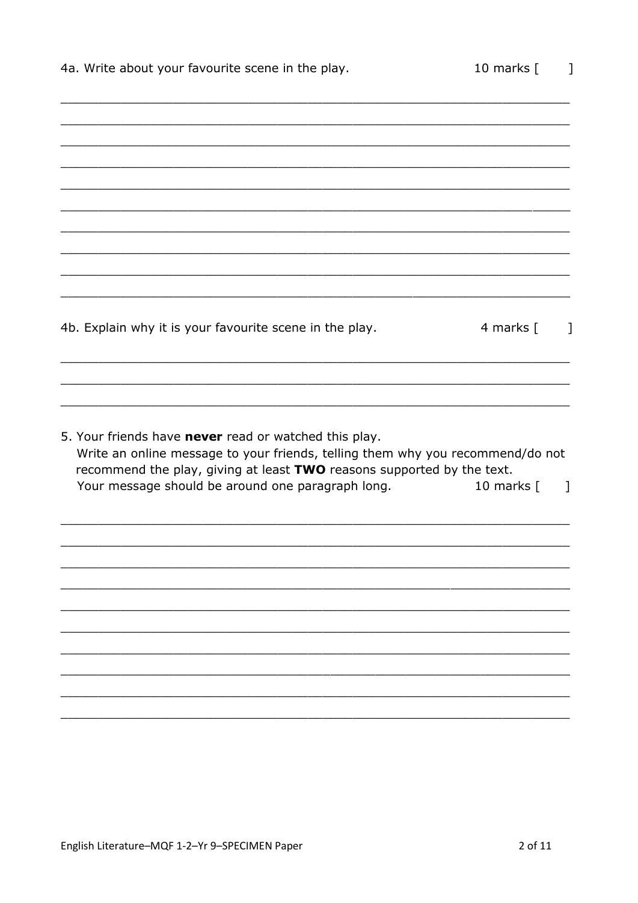4a. Write about your favourite scene in the play. 10 marks [ ]

_______________________________________________________________________

_______________________________________________________________________

_______________________________________________________________________

_______________________________________________________________________

_______________________________________________________________________

_______________________________________________________________________

_______________________________________________________________________

_______________________________________________________________________

_______________________________________________________________________

_______________________________________________________________________

4b. Explain why it is your favourite scene in the play. 4 marks [ ]

_______________________________________________________________________

_______________________________________________________________________

_______________________________________________________________________

5. Your friends have **never** read or watched this play.
Write an online message to your friends, telling them why you recommend/do not recommend the play, giving at least **TWO** reasons supported by the text.
Your message should be around one paragraph long. 10 marks [ ]

_______________________________________________________________________

_______________________________________________________________________

_______________________________________________________________________

_______________________________________________________________________

_______________________________________________________________________

_______________________________________________________________________

_______________________________________________________________________

_______________________________________________________________________

_______________________________________________________________________

_______________________________________________________________________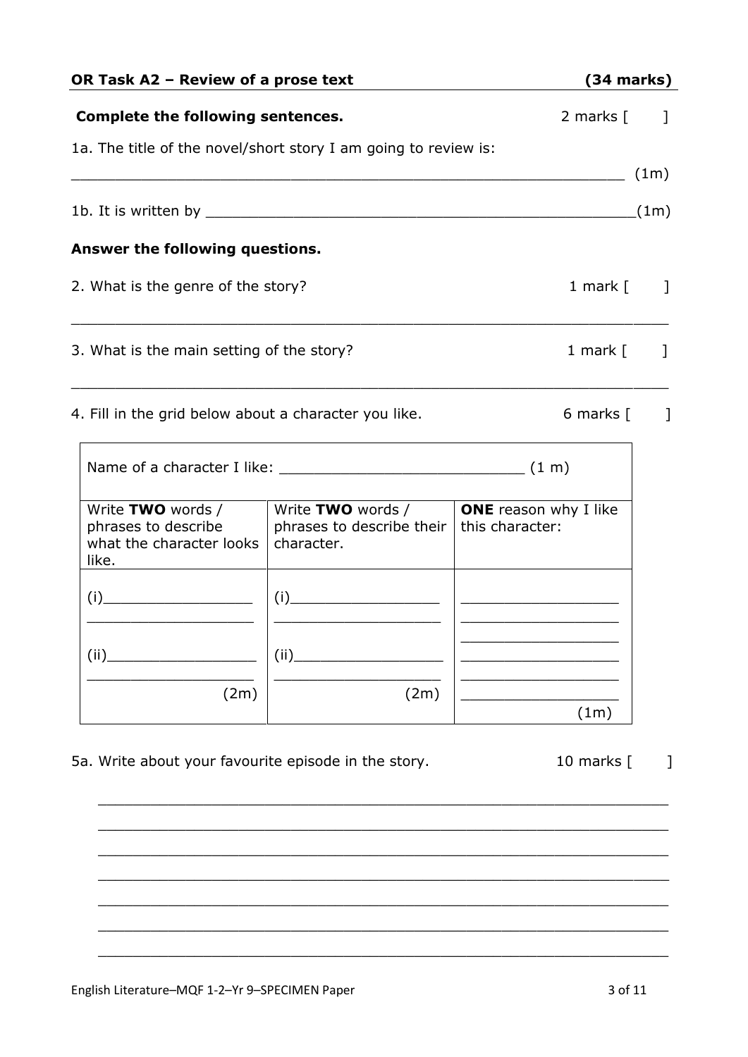**OR Task A2 – Review of a prose text** **(34 marks)**

**Complete the following sentences.** 2 marks [ ]

1a. The title of the novel/short story I am going to review is:

_______________________________________________________________ (1m)

1b. It is written by _______________________________________________(1m)

**Answer the following questions.**

2. What is the genre of the story? 1 mark [ ]

_______________________________________________________________

3. What is the main setting of the story? 1 mark [ ]

_______________________________________________________________

4. Fill in the grid below about a character you like. 6 marks [ ]

| Name of a character I like: ___________________________ (1 m) | | |
|---|---|---|
| Write **TWO** words / phrases to describe what the character looks like. | Write **TWO** words / phrases to describe their character. | **ONE** reason why I like this character: |
| (i)_________________ ___________________ (ii)_________________ ___________________ (2m) | (i)_________________ ___________________ (ii)_________________ ___________________ (2m) | ___________________ ___________________ ___________________ ___________________ ___________________ ___________________ (1m) |

5a. Write about your favourite episode in the story. 10 marks [ ]

_______________________________________________________________

_______________________________________________________________

_______________________________________________________________

_______________________________________________________________

_______________________________________________________________

_______________________________________________________________

_______________________________________________________________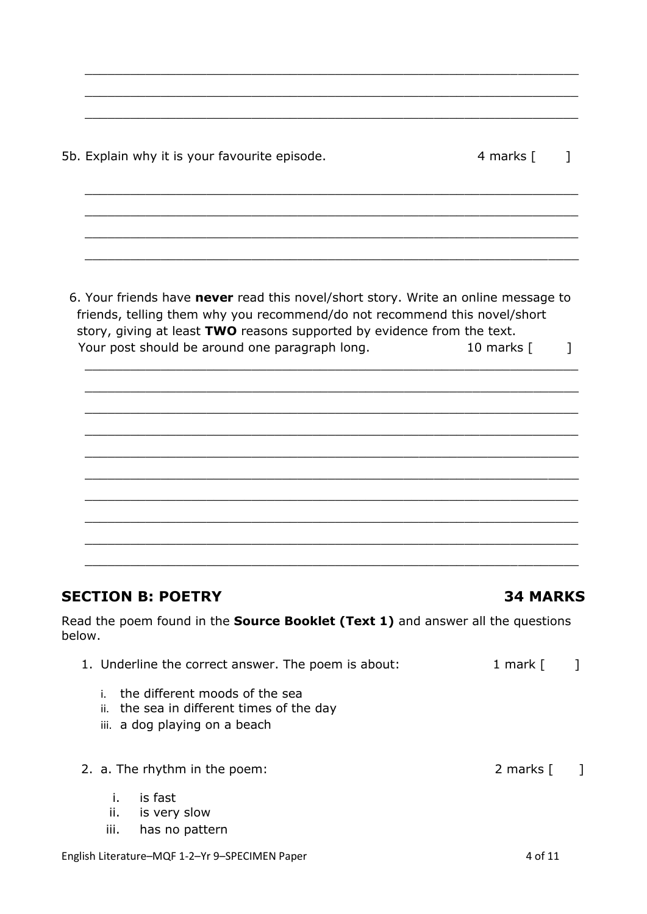\_\_\_\_\_\_\_\_\_\_\_\_\_\_\_\_\_\_\_\_\_\_\_\_\_\_\_\_\_\_\_\_\_\_\_\_\_\_\_\_\_\_\_\_\_\_\_\_\_\_\_\_\_\_\_\_\_\_\_\_

\_\_\_\_\_\_\_\_\_\_\_\_\_\_\_\_\_\_\_\_\_\_\_\_\_\_\_\_\_\_\_\_\_\_\_\_\_\_\_\_\_\_\_\_\_\_\_\_\_\_\_\_\_\_\_\_\_\_\_\_

\_\_\_\_\_\_\_\_\_\_\_\_\_\_\_\_\_\_\_\_\_\_\_\_\_\_\_\_\_\_\_\_\_\_\_\_\_\_\_\_\_\_\_\_\_\_\_\_\_\_\_\_\_\_\_\_\_\_\_\_

5b. Explain why it is your favourite episode. 4 marks [ ]

\_\_\_\_\_\_\_\_\_\_\_\_\_\_\_\_\_\_\_\_\_\_\_\_\_\_\_\_\_\_\_\_\_\_\_\_\_\_\_\_\_\_\_\_\_\_\_\_\_\_\_\_\_\_\_\_\_\_\_\_

\_\_\_\_\_\_\_\_\_\_\_\_\_\_\_\_\_\_\_\_\_\_\_\_\_\_\_\_\_\_\_\_\_\_\_\_\_\_\_\_\_\_\_\_\_\_\_\_\_\_\_\_\_\_\_\_\_\_\_\_

\_\_\_\_\_\_\_\_\_\_\_\_\_\_\_\_\_\_\_\_\_\_\_\_\_\_\_\_\_\_\_\_\_\_\_\_\_\_\_\_\_\_\_\_\_\_\_\_\_\_\_\_\_\_\_\_\_\_\_\_

\_\_\_\_\_\_\_\_\_\_\_\_\_\_\_\_\_\_\_\_\_\_\_\_\_\_\_\_\_\_\_\_\_\_\_\_\_\_\_\_\_\_\_\_\_\_\_\_\_\_\_\_\_\_\_\_\_\_\_\_

6. Your friends have **never** read this novel/short story. Write an online message to friends, telling them why you recommend/do not recommend this novel/short story, giving at least **TWO** reasons supported by evidence from the text. Your post should be around one paragraph long. 10 marks [ ]

\_\_\_\_\_\_\_\_\_\_\_\_\_\_\_\_\_\_\_\_\_\_\_\_\_\_\_\_\_\_\_\_\_\_\_\_\_\_\_\_\_\_\_\_\_\_\_\_\_\_\_\_\_\_\_\_\_\_\_\_

\_\_\_\_\_\_\_\_\_\_\_\_\_\_\_\_\_\_\_\_\_\_\_\_\_\_\_\_\_\_\_\_\_\_\_\_\_\_\_\_\_\_\_\_\_\_\_\_\_\_\_\_\_\_\_\_\_\_\_\_

\_\_\_\_\_\_\_\_\_\_\_\_\_\_\_\_\_\_\_\_\_\_\_\_\_\_\_\_\_\_\_\_\_\_\_\_\_\_\_\_\_\_\_\_\_\_\_\_\_\_\_\_\_\_\_\_\_\_\_\_

\_\_\_\_\_\_\_\_\_\_\_\_\_\_\_\_\_\_\_\_\_\_\_\_\_\_\_\_\_\_\_\_\_\_\_\_\_\_\_\_\_\_\_\_\_\_\_\_\_\_\_\_\_\_\_\_\_\_\_\_

\_\_\_\_\_\_\_\_\_\_\_\_\_\_\_\_\_\_\_\_\_\_\_\_\_\_\_\_\_\_\_\_\_\_\_\_\_\_\_\_\_\_\_\_\_\_\_\_\_\_\_\_\_\_\_\_\_\_\_\_

\_\_\_\_\_\_\_\_\_\_\_\_\_\_\_\_\_\_\_\_\_\_\_\_\_\_\_\_\_\_\_\_\_\_\_\_\_\_\_\_\_\_\_\_\_\_\_\_\_\_\_\_\_\_\_\_\_\_\_\_

\_\_\_\_\_\_\_\_\_\_\_\_\_\_\_\_\_\_\_\_\_\_\_\_\_\_\_\_\_\_\_\_\_\_\_\_\_\_\_\_\_\_\_\_\_\_\_\_\_\_\_\_\_\_\_\_\_\_\_\_

\_\_\_\_\_\_\_\_\_\_\_\_\_\_\_\_\_\_\_\_\_\_\_\_\_\_\_\_\_\_\_\_\_\_\_\_\_\_\_\_\_\_\_\_\_\_\_\_\_\_\_\_\_\_\_\_\_\_\_\_

\_\_\_\_\_\_\_\_\_\_\_\_\_\_\_\_\_\_\_\_\_\_\_\_\_\_\_\_\_\_\_\_\_\_\_\_\_\_\_\_\_\_\_\_\_\_\_\_\_\_\_\_\_\_\_\_\_\_\_\_

\_\_\_\_\_\_\_\_\_\_\_\_\_\_\_\_\_\_\_\_\_\_\_\_\_\_\_\_\_\_\_\_\_\_\_\_\_\_\_\_\_\_\_\_\_\_\_\_\_\_\_\_\_\_\_\_\_\_\_\_

## SECTION B: POETRY 34 MARKS

Read the poem found in the **Source Booklet (Text 1)** and answer all the questions below.

1. Underline the correct answer. The poem is about: 1 mark [ ]

   i. the different moods of the sea
   ii. the sea in different times of the day
   iii. a dog playing on a beach

2. a. The rhythm in the poem: 2 marks [ ]

   i. is fast
   ii. is very slow
   iii. has no pattern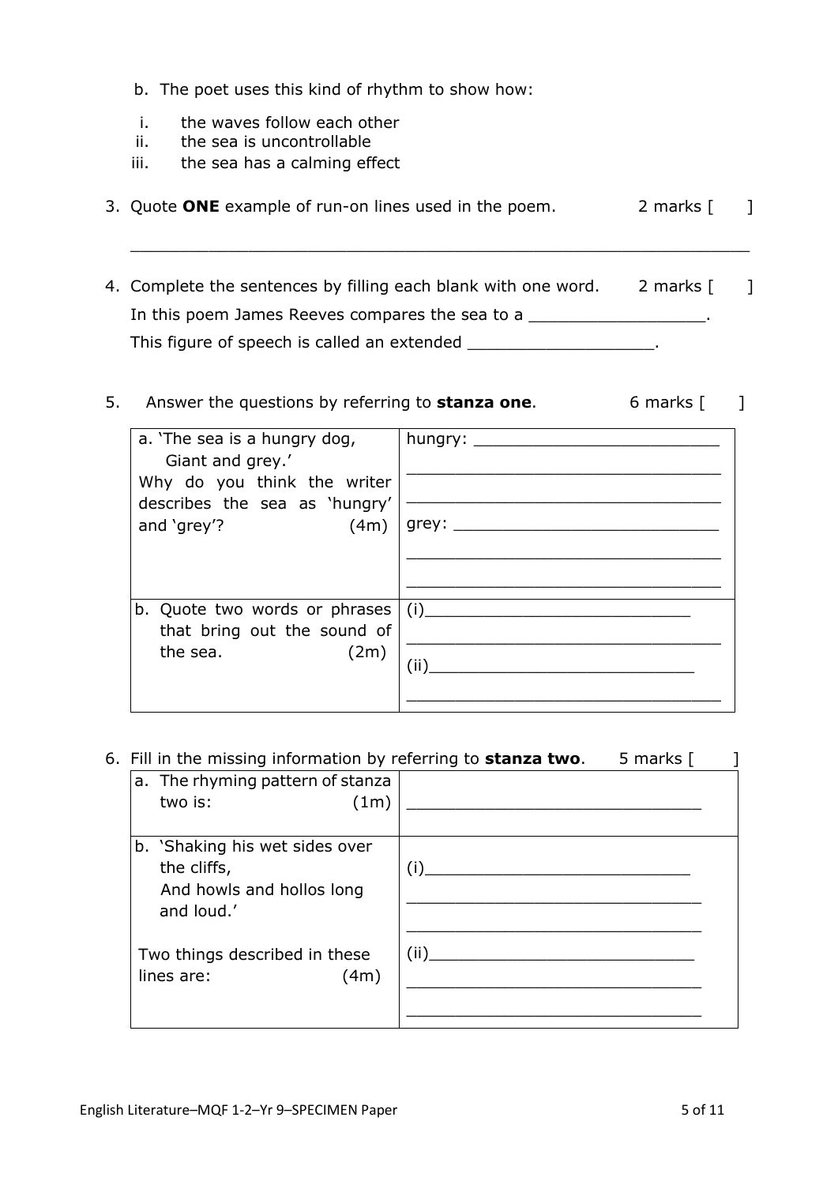b. The poet uses this kind of rhythm to show how:

i. the waves follow each other
ii. the sea is uncontrollable
iii. the sea has a calming effect

3. Quote **ONE** example of run-on lines used in the poem. 2 marks [ ]

_______________________________________________________________

4. Complete the sentences by filling each blank with one word. 2 marks [ ]

In this poem James Reeves compares the sea to a __________________.

This figure of speech is called an extended ___________________.

5. Answer the questions by referring to **stanza one**. 6 marks [ ]

| | |
|---|---|
| a. 'The sea is a hungry dog, Giant and grey.' Why do you think the writer describes the sea as 'hungry' and 'grey'? (4m) | hungry: _________________________ _________________________________ _________________________________ grey: ___________________________ _________________________________ _________________________________ |
| b. Quote two words or phrases that bring out the sound of the sea. (2m) | (i)___________________________ _________________________________ (ii)___________________________ _________________________________ |

6. Fill in the missing information by referring to **stanza two**. 5 marks [ ]

| | |
|---|---|
| a. The rhyming pattern of stanza two is: (1m) | ______________________________ |
| b. 'Shaking his wet sides over the cliffs, And howls and hollos long and loud.' Two things described in these lines are: (4m) | (i)___________________________ _______________________________ _______________________________ (ii)___________________________ _______________________________ _______________________________ |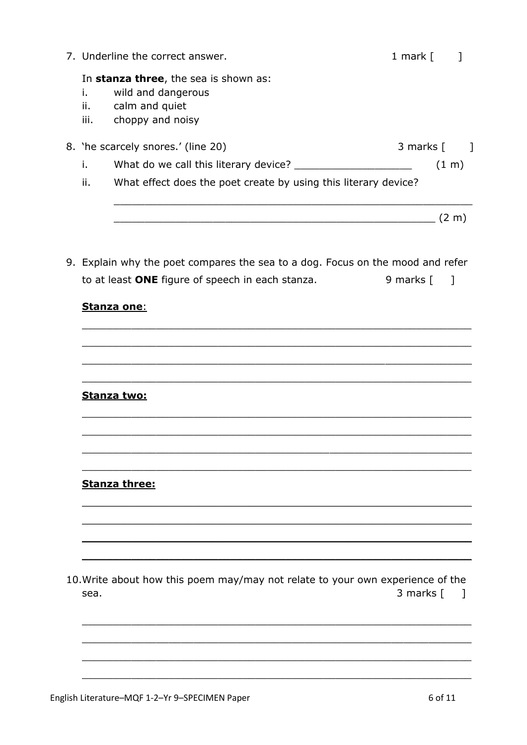7. Underline the correct answer. 1 mark [ ]

   In **stanza three**, the sea is shown as:

   i. wild and dangerous
   ii. calm and quiet
   iii. choppy and noisy

8. 'he scarcely snores.' (line 20) 3 marks [ ]

   i. What do we call this literary device? ___________________ (1 m)

   ii. What effect does the poet create by using this literary device?

   ______________________________________________________________

   ______________________________________________________ (2 m)

9. Explain why the poet compares the sea to a dog. Focus on the mood and refer to at least **ONE** figure of speech in each stanza. 9 marks [ ]

   **Stanza one**:

   ______________________________________________________________

   ______________________________________________________________

   ______________________________________________________________

   ______________________________________________________________

   **Stanza two:**

   ______________________________________________________________

   ______________________________________________________________

   ______________________________________________________________

   ______________________________________________________________

   **Stanza three:**

   ______________________________________________________________

   ______________________________________________________________

   ______________________________________________________________

   ______________________________________________________________

10. Write about how this poem may/may not relate to your own experience of the sea. 3 marks [ ]

    ______________________________________________________________

    ______________________________________________________________

    ______________________________________________________________

    ______________________________________________________________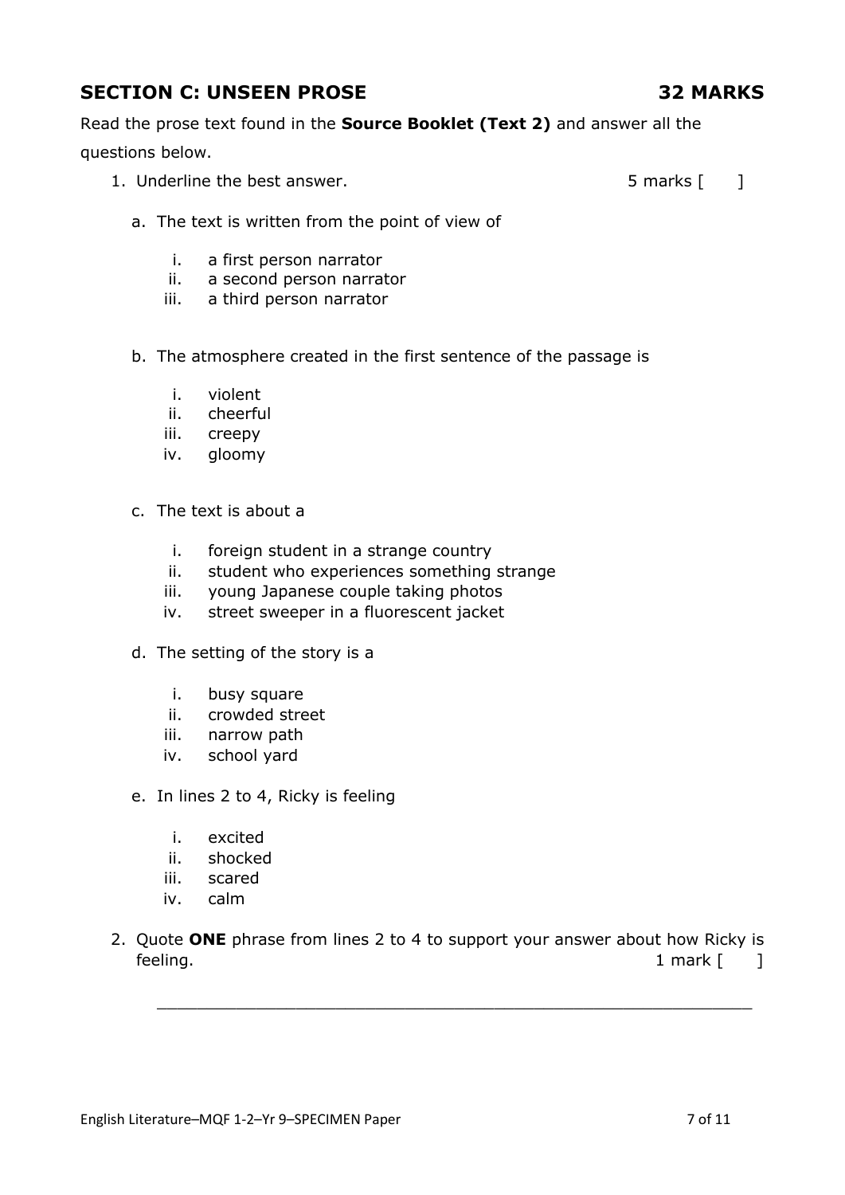## SECTION C: UNSEEN PROSE 32 MARKS

Read the prose text found in the **Source Booklet (Text 2)** and answer all the questions below.

1. Underline the best answer. 5 marks [ ]

   a. The text is written from the point of view of

      i. a first person narrator
      ii. a second person narrator
      iii. a third person narrator

   b. The atmosphere created in the first sentence of the passage is

      i. violent
      ii. cheerful
      iii. creepy
      iv. gloomy

   c. The text is about a

      i. foreign student in a strange country
      ii. student who experiences something strange
      iii. young Japanese couple taking photos
      iv. street sweeper in a fluorescent jacket

   d. The setting of the story is a

      i. busy square
      ii. crowded street
      iii. narrow path
      iv. school yard

   e. In lines 2 to 4, Ricky is feeling

      i. excited
      ii. shocked
      iii. scared
      iv. calm

2. Quote **ONE** phrase from lines 2 to 4 to support your answer about how Ricky is feeling. 1 mark [ ]

   ___________________________________________________________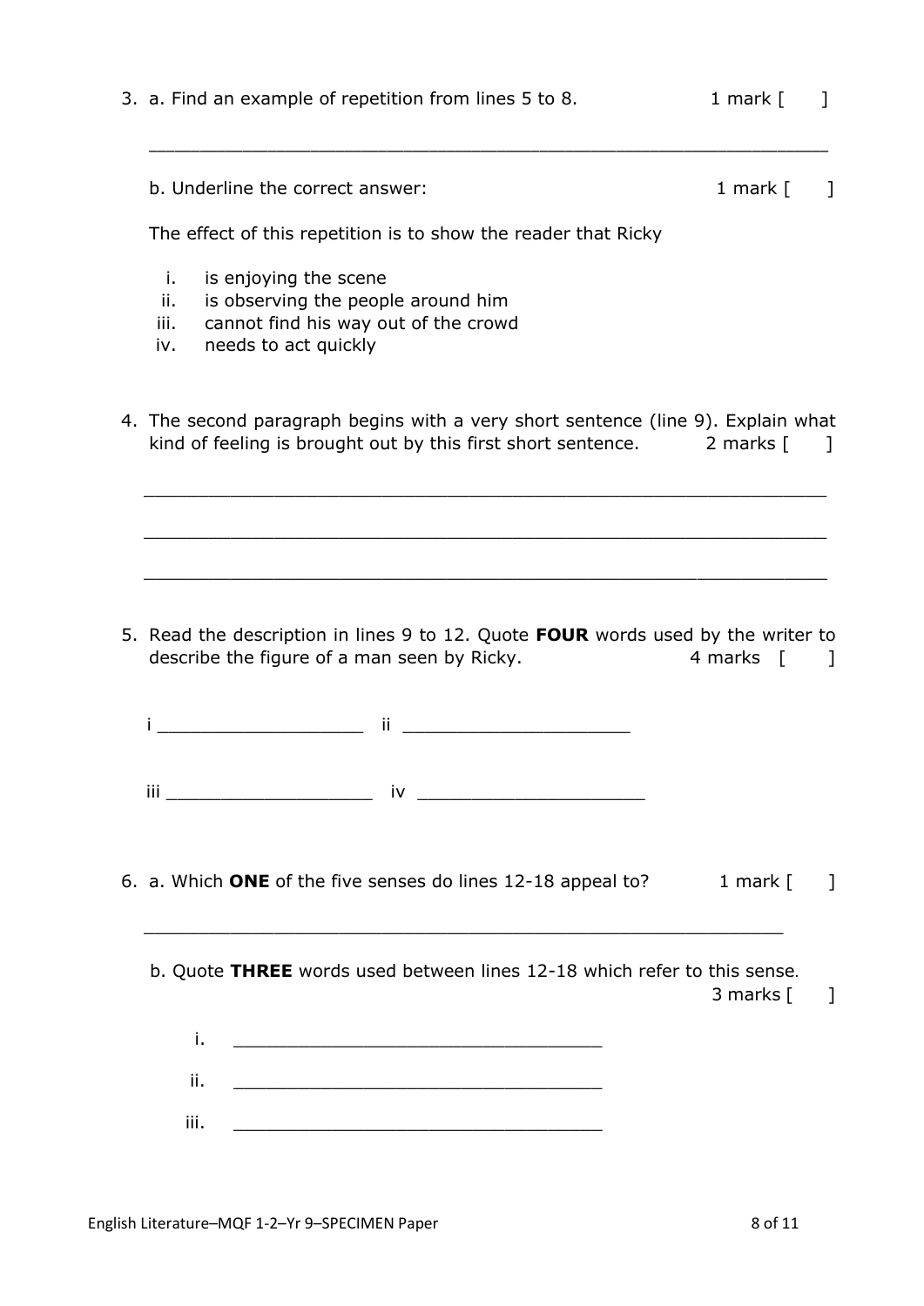3. a. Find an example of repetition from lines 5 to 8. 1 mark [ ]

_____________________________________________________________

b. Underline the correct answer: 1 mark [ ]

The effect of this repetition is to show the reader that Ricky

i. is enjoying the scene
ii. is observing the people around him
iii. cannot find his way out of the crowd
iv. needs to act quickly

4. The second paragraph begins with a very short sentence (line 9). Explain what kind of feeling is brought out by this first short sentence. 2 marks [ ]

_____________________________________________________________

_____________________________________________________________

_____________________________________________________________

5. Read the description in lines 9 to 12. Quote **FOUR** words used by the writer to describe the figure of a man seen by Ricky. 4 marks [ ]

i ___________________ ii _____________________

iii ___________________ iv _____________________

6. a. Which **ONE** of the five senses do lines 12-18 appeal to? 1 mark [ ]

_____________________________________________________________

b. Quote **THREE** words used between lines 12-18 which refer to this sense. 3 marks [ ]

i. ___________________________________

ii. ___________________________________

iii. ___________________________________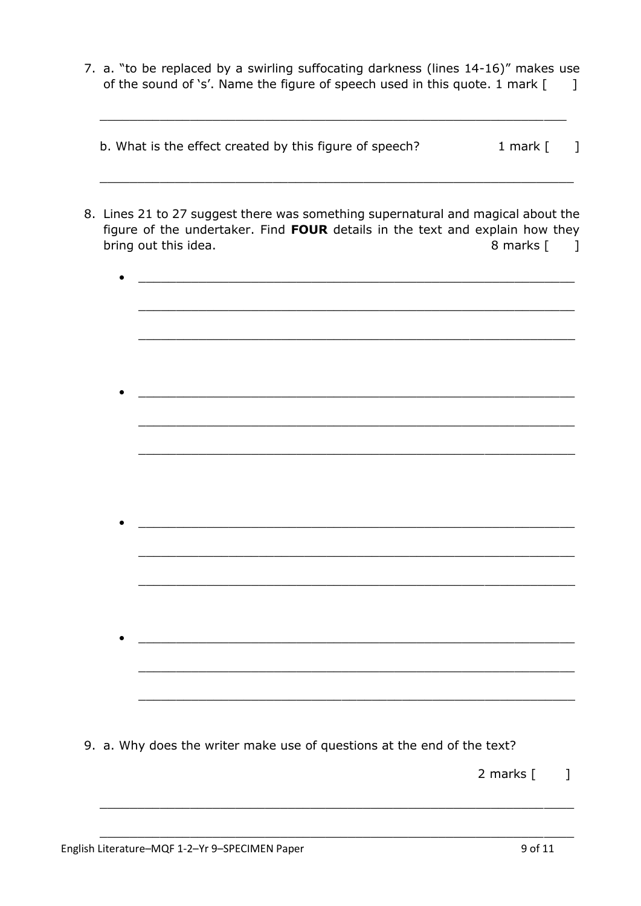7. a. "to be replaced by a swirling suffocating darkness (lines 14-16)" makes use of the sound of 's'. Name the figure of speech used in this quote. 1 mark [ ]

_______________________________________________________________

b. What is the effect created by this figure of speech? 1 mark [ ]

_______________________________________________________________

8. Lines 21 to 27 suggest there was something supernatural and magical about the figure of the undertaker. Find **FOUR** details in the text and explain how they bring out this idea. 8 marks [ ]

- _______________________________________________________
  _______________________________________________________
  _______________________________________________________

- _______________________________________________________
  _______________________________________________________
  _______________________________________________________

- _______________________________________________________
  _______________________________________________________
  _______________________________________________________

- _______________________________________________________
  _______________________________________________________
  _______________________________________________________

9. a. Why does the writer make use of questions at the end of the text?

2 marks [ ]

_______________________________________________________________

_______________________________________________________________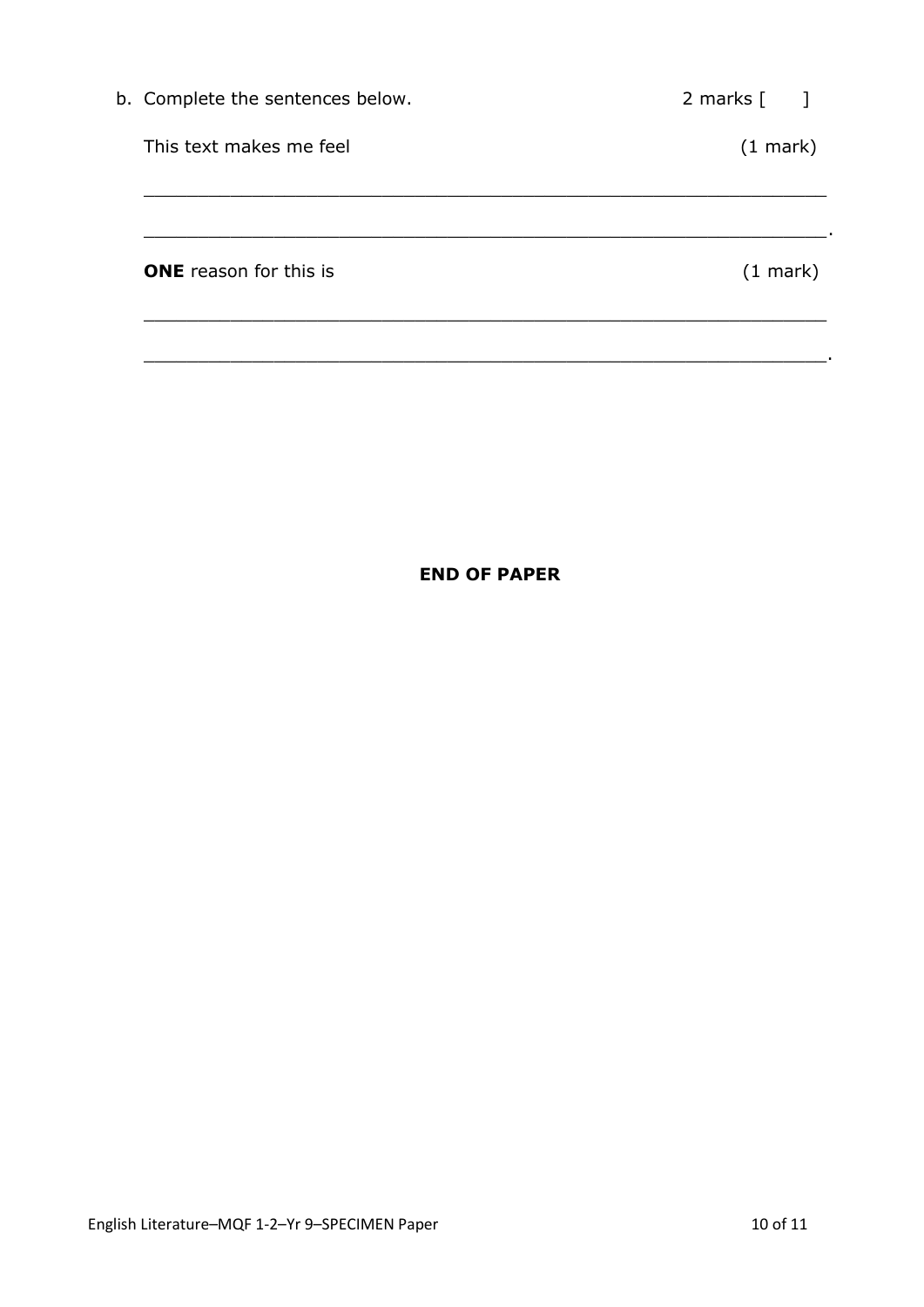b. Complete the sentences below. 2 marks [ ]

This text makes me feel (1 mark)

_______________________________________________________________

_______________________________________________________________.

**ONE** reason for this is (1 mark)

_______________________________________________________________

_______________________________________________________________.

**END OF PAPER**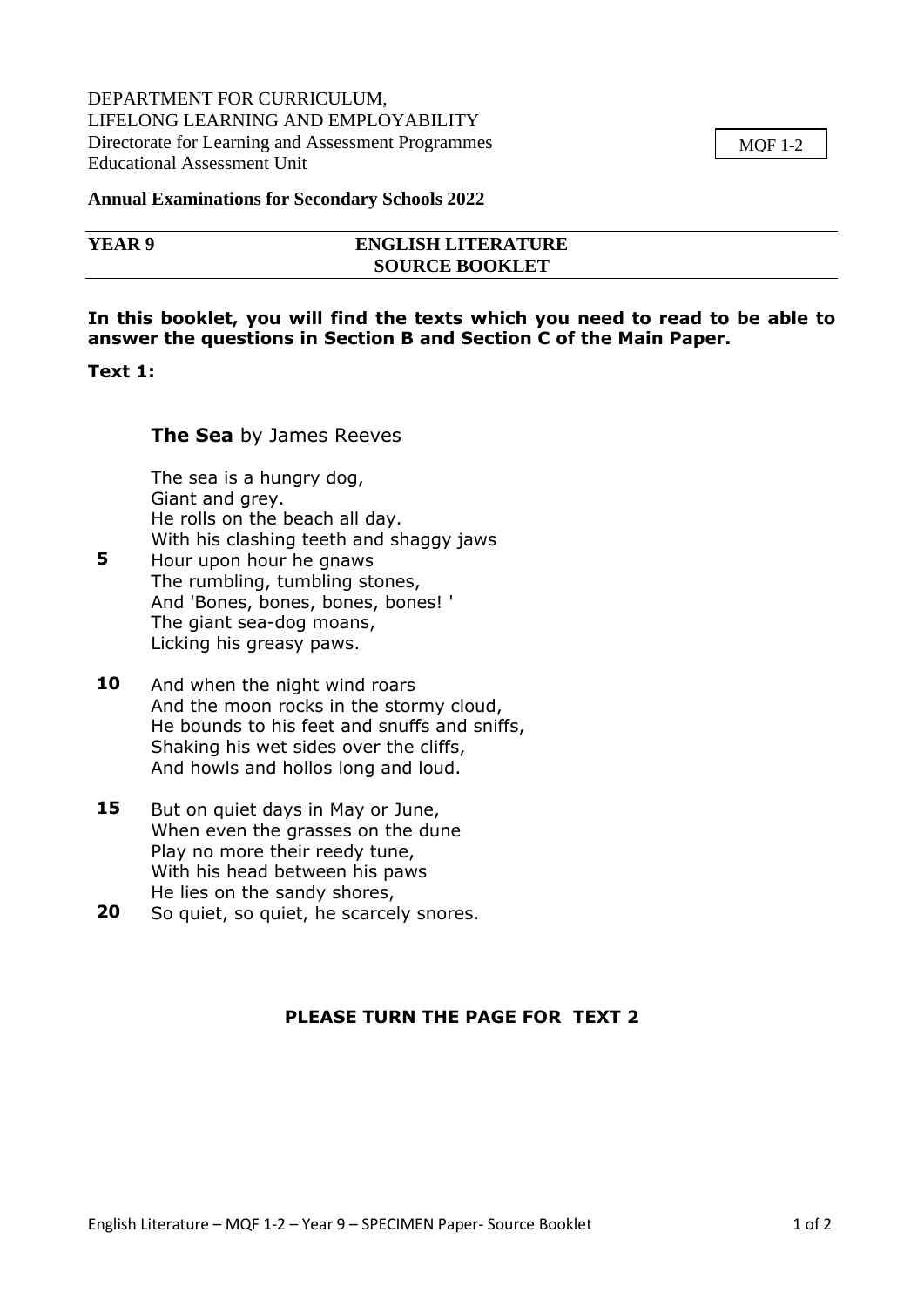DEPARTMENT FOR CURRICULUM,
LIFELONG LEARNING AND EMPLOYABILITY
Directorate for Learning and Assessment Programmes
Educational Assessment Unit

MQF 1-2

**Annual Examinations for Secondary Schools 2022**

| **YEAR 9** | **ENGLISH LITERATURE SOURCE BOOKLET** |
|---|---|

**In this booklet, you will find the texts which you need to read to be able to answer the questions in Section B and Section C of the Main Paper.**

**Text 1:**

**The Sea** by James Reeves

The sea is a hungry dog,
Giant and grey.
He rolls on the beach all day.
With his clashing teeth and shaggy jaws
**5** Hour upon hour he gnaws
The rumbling, tumbling stones,
And 'Bones, bones, bones, bones! '
The giant sea-dog moans,
Licking his greasy paws.

**10** And when the night wind roars
And the moon rocks in the stormy cloud,
He bounds to his feet and snuffs and sniffs,
Shaking his wet sides over the cliffs,
And howls and hollos long and loud.

**15** But on quiet days in May or June,
When even the grasses on the dune
Play no more their reedy tune,
With his head between his paws
He lies on the sandy shores,
**20** So quiet, so quiet, he scarcely snores.

**PLEASE TURN THE PAGE FOR TEXT 2**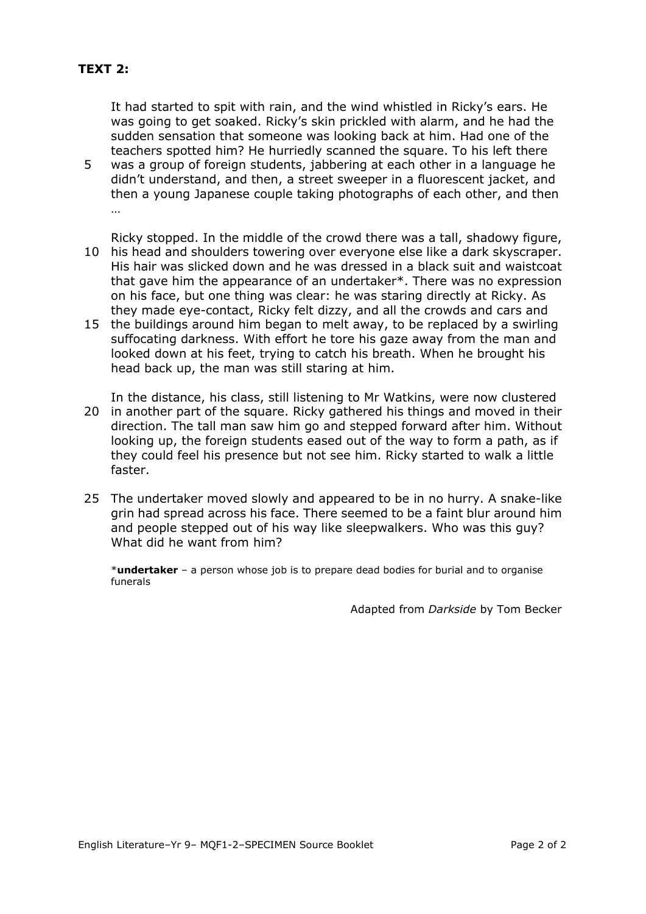**TEXT 2:**

It had started to spit with rain, and the wind whistled in Ricky's ears. He was going to get soaked. Ricky's skin prickled with alarm, and he had the sudden sensation that someone was looking back at him. Had one of the teachers spotted him? He hurriedly scanned the square. To his left there was a group of foreign students, jabbering at each other in a language he didn't understand, and then, a street sweeper in a fluorescent jacket, and then a young Japanese couple taking photographs of each other, and then …

Ricky stopped. In the middle of the crowd there was a tall, shadowy figure, his head and shoulders towering over everyone else like a dark skyscraper. His hair was slicked down and he was dressed in a black suit and waistcoat that gave him the appearance of an undertaker*. There was no expression on his face, but one thing was clear: he was staring directly at Ricky. As they made eye-contact, Ricky felt dizzy, and all the crowds and cars and the buildings around him began to melt away, to be replaced by a swirling suffocating darkness. With effort he tore his gaze away from the man and looked down at his feet, trying to catch his breath. When he brought his head back up, the man was still staring at him.

In the distance, his class, still listening to Mr Watkins, were now clustered in another part of the square. Ricky gathered his things and moved in their direction. The tall man saw him go and stepped forward after him. Without looking up, the foreign students eased out of the way to form a path, as if they could feel his presence but not see him. Ricky started to walk a little faster.

The undertaker moved slowly and appeared to be in no hurry. A snake-like grin had spread across his face. There seemed to be a faint blur around him and people stepped out of his way like sleepwalkers. Who was this guy? What did he want from him?

*__undertaker__ – a person whose job is to prepare dead bodies for burial and to organise funerals

Adapted from *Darkside* by Tom Becker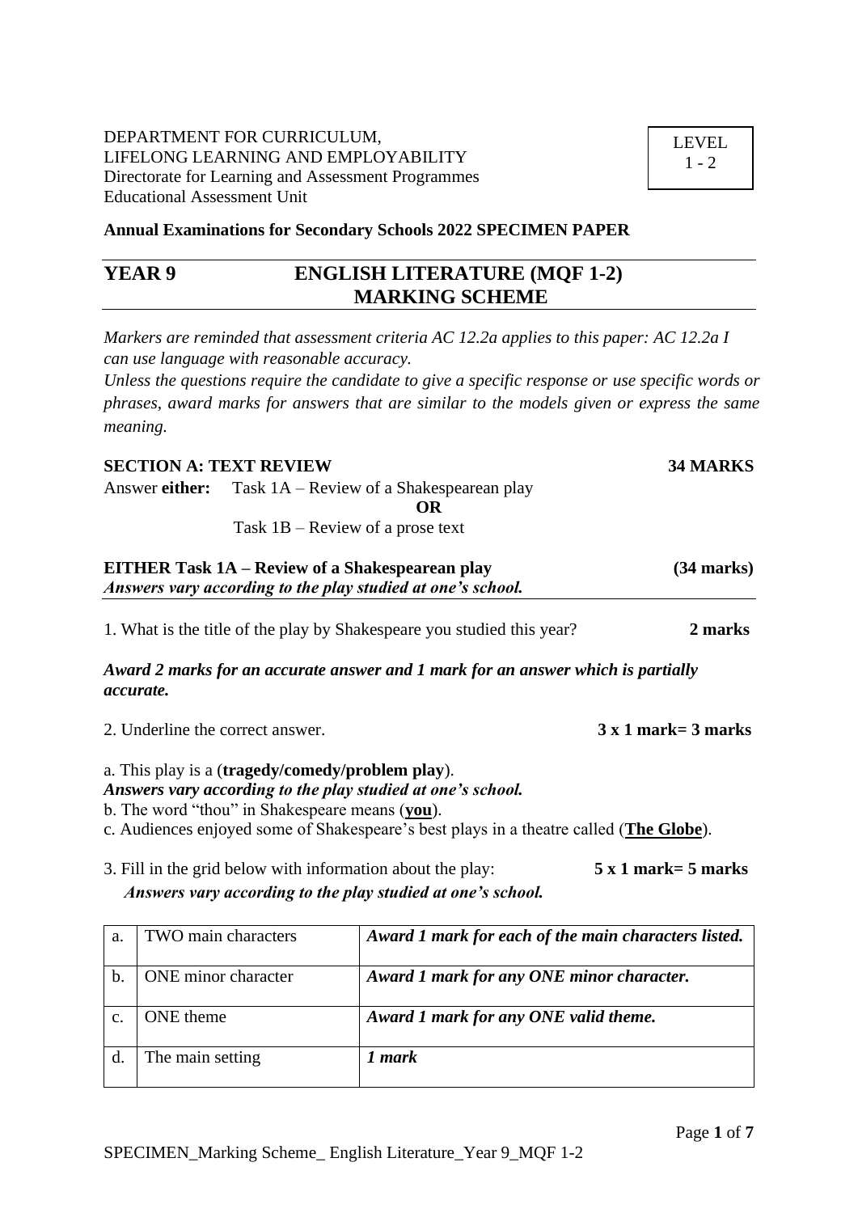DEPARTMENT FOR CURRICULUM,
LIFELONG LEARNING AND EMPLOYABILITY
Directorate for Learning and Assessment Programmes
Educational Assessment Unit

LEVEL
1 - 2

**Annual Examinations for Secondary Schools 2022 SPECIMEN PAPER**

# YEAR 9 ENGLISH LITERATURE (MQF 1-2) MARKING SCHEME

*Markers are reminded that assessment criteria AC 12.2a applies to this paper: AC 12.2a I can use language with reasonable accuracy.*
*Unless the questions require the candidate to give a specific response or use specific words or phrases, award marks for answers that are similar to the models given or express the same meaning.*

**SECTION A: TEXT REVIEW** **34 MARKS**

Answer **either:** Task 1A – Review of a Shakespearean play
**OR**
Task 1B – Review of a prose text

**EITHER Task 1A – Review of a Shakespearean play** **(34 marks)**
***Answers vary according to the play studied at one's school.***

1. What is the title of the play by Shakespeare you studied this year? **2 marks**

***Award 2 marks for an accurate answer and 1 mark for an answer which is partially accurate.***

2. Underline the correct answer. **3 x 1 mark= 3 marks**

a. This play is a (**tragedy/comedy/problem play**).
***Answers vary according to the play studied at one's school.***
b. The word "thou" in Shakespeare means (**<u>you</u>**).
c. Audiences enjoyed some of Shakespeare's best plays in a theatre called (**<u>The Globe</u>**).

3. Fill in the grid below with information about the play: **5 x 1 mark= 5 marks**
***Answers vary according to the play studied at one's school.***

| | | |
|---|---|---|
| a. | TWO main characters | ***Award 1 mark for each of the main characters listed.*** |
| b. | ONE minor character | ***Award 1 mark for any ONE minor character.*** |
| c. | ONE theme | ***Award 1 mark for any ONE valid theme.*** |
| d. | The main setting | ***1 mark*** |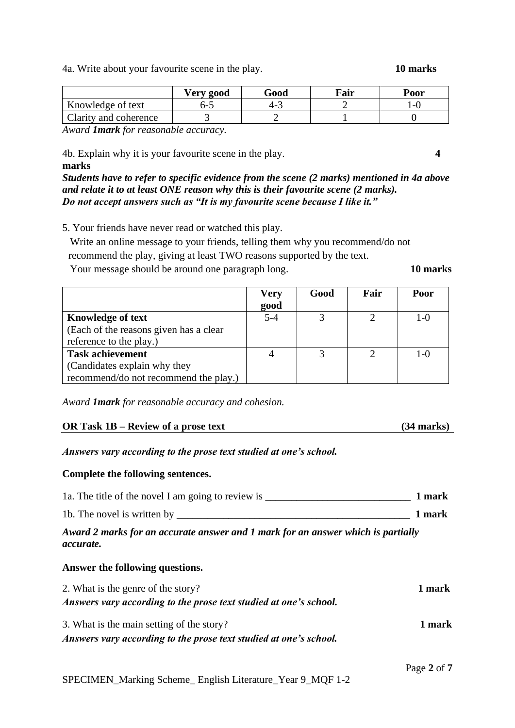4a. Write about your favourite scene in the play. **10 marks**

| | Very good | Good | Fair | Poor |
|---|---|---|---|---|
| Knowledge of text | 6-5 | 4-3 | 2 | 1-0 |
| Clarity and coherence | 3 | 2 | 1 | 0 |

*Award **1mark** for reasonable accuracy.*

4b. Explain why it is your favourite scene in the play. **4 marks**

***Students have to refer to specific evidence from the scene (2 marks) mentioned in 4a above and relate it to at least ONE reason why this is their favourite scene (2 marks).***
***Do not accept answers such as "It is my favourite scene because I like it."***

5. Your friends have never read or watched this play.
Write an online message to your friends, telling them why you recommend/do not recommend the play, giving at least TWO reasons supported by the text.
Your message should be around one paragraph long. **10 marks**

| | Very good | Good | Fair | Poor |
|---|---|---|---|---|
| **Knowledge of text** (Each of the reasons given has a clear reference to the play.) | 5-4 | 3 | 2 | 1-0 |
| **Task achievement** (Candidates explain why they recommend/do not recommend the play.) | 4 | 3 | 2 | 1-0 |

*Award **1mark** for reasonable accuracy and cohesion.*

**OR Task 1B – Review of a prose text (34 marks)**

***Answers vary according to the prose text studied at one's school.***

**Complete the following sentences.**

1a. The title of the novel I am going to review is ____________________________ **1 mark**

1b. The novel is written by ______________________________________________ **1 mark**

***Award 2 marks for an accurate answer and 1 mark for an answer which is partially accurate.***

**Answer the following questions.**

2. What is the genre of the story? **1 mark**
***Answers vary according to the prose text studied at one's school.***

3. What is the main setting of the story? **1 mark**
***Answers vary according to the prose text studied at one's school.***

SPECIMEN_Marking Scheme_ English Literature_Year 9_MQF 1-2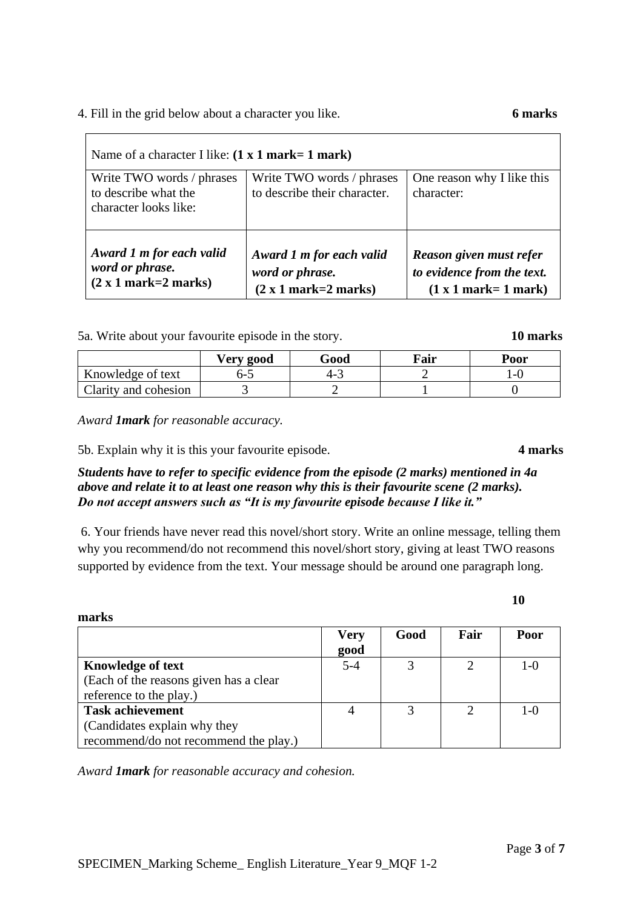4. Fill in the grid below about a character you like. **6 marks**

| Name of a character I like: **(1 x 1 mark= 1 mark)** | | |
|---|---|---|
| Write TWO words / phrases to describe what the character looks like: | Write TWO words / phrases to describe their character. | One reason why I like this character: |
| ***Award 1 m for each valid word or phrase.*** **(2 x 1 mark=2 marks)** | ***Award 1 m for each valid word or phrase.*** **(2 x 1 mark=2 marks)** | ***Reason given must refer to evidence from the text.*** **(1 x 1 mark= 1 mark)** |

5a. Write about your favourite episode in the story. **10 marks**

| | Very good | Good | Fair | Poor |
|---|---|---|---|---|
| Knowledge of text | 6-5 | 4-3 | 2 | 1-0 |
| Clarity and cohesion | 3 | 2 | 1 | 0 |

*Award **1mark** for reasonable accuracy.*

5b. Explain why it is this your favourite episode. **4 marks**

***Students have to refer to specific evidence from the episode (2 marks) mentioned in 4a above and relate it to at least one reason why this is their favourite scene (2 marks). Do not accept answers such as "It is my favourite episode because I like it."***

6. Your friends have never read this novel/short story. Write an online message, telling them why you recommend/do not recommend this novel/short story, giving at least TWO reasons supported by evidence from the text. Your message should be around one paragraph long.

**10 marks**

| | Very good | Good | Fair | Poor |
|---|---|---|---|---|
| **Knowledge of text** (Each of the reasons given has a clear reference to the play.) | 5-4 | 3 | 2 | 1-0 |
| **Task achievement** (Candidates explain why they recommend/do not recommend the play.) | 4 | 3 | 2 | 1-0 |

*Award **1mark** for reasonable accuracy and cohesion.*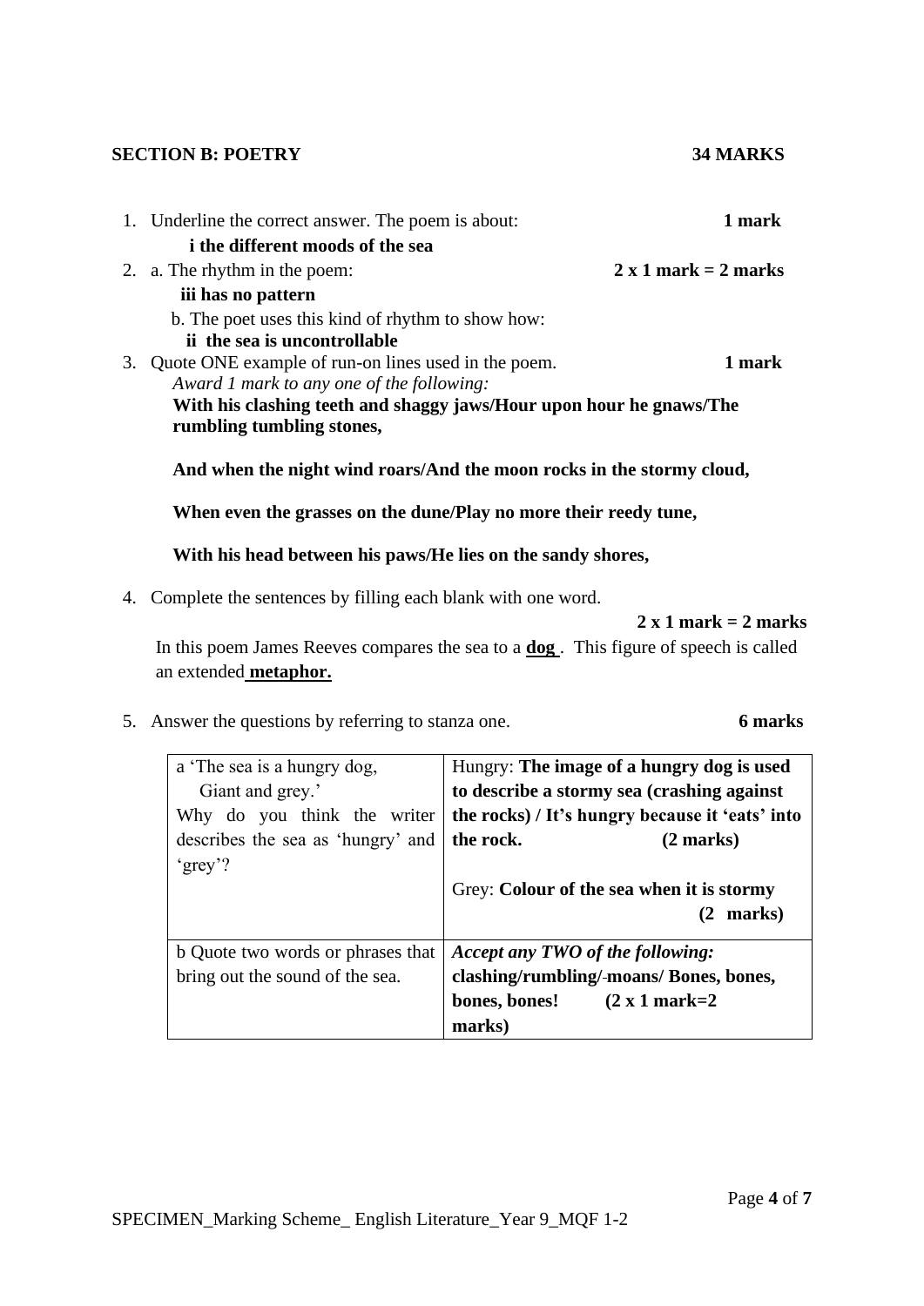**SECTION B: POETRY** **34 MARKS**

1. Underline the correct answer. The poem is about: **1 mark**
   **i the different moods of the sea**
2. a. The rhythm in the poem: **2 x 1 mark = 2 marks**
   **iii has no pattern**
   b. The poet uses this kind of rhythm to show how:
   **ii the sea is uncontrollable**
3. Quote ONE example of run-on lines used in the poem. **1 mark**
   *Award 1 mark to any one of the following:*
   **With his clashing teeth and shaggy jaws/Hour upon hour he gnaws/The rumbling tumbling stones,**

   **And when the night wind roars/And the moon rocks in the stormy cloud,**

   **When even the grasses on the dune/Play no more their reedy tune,**

   **With his head between his paws/He lies on the sandy shores,**

4. Complete the sentences by filling each blank with one word.
   **2 x 1 mark = 2 marks**
   In this poem James Reeves compares the sea to a **dog** . This figure of speech is called an extended **metaphor.**

5. Answer the questions by referring to stanza one. **6 marks**

| | |
|---|---|
| a 'The sea is a hungry dog, Giant and grey.' Why do you think the writer describes the sea as 'hungry' and 'grey'? | Hungry: **The image of a hungry dog is used to describe a stormy sea (crashing against the rocks) / It's hungry because it 'eats' into the rock. (2 marks)** <br><br> Grey: **Colour of the sea when it is stormy (2 marks)** |
| b Quote two words or phrases that bring out the sound of the sea. | ***Accept any TWO of the following:*** **clashing/rumbling/-moans/ Bones, bones, bones, bones! (2 x 1 mark=2 marks)** |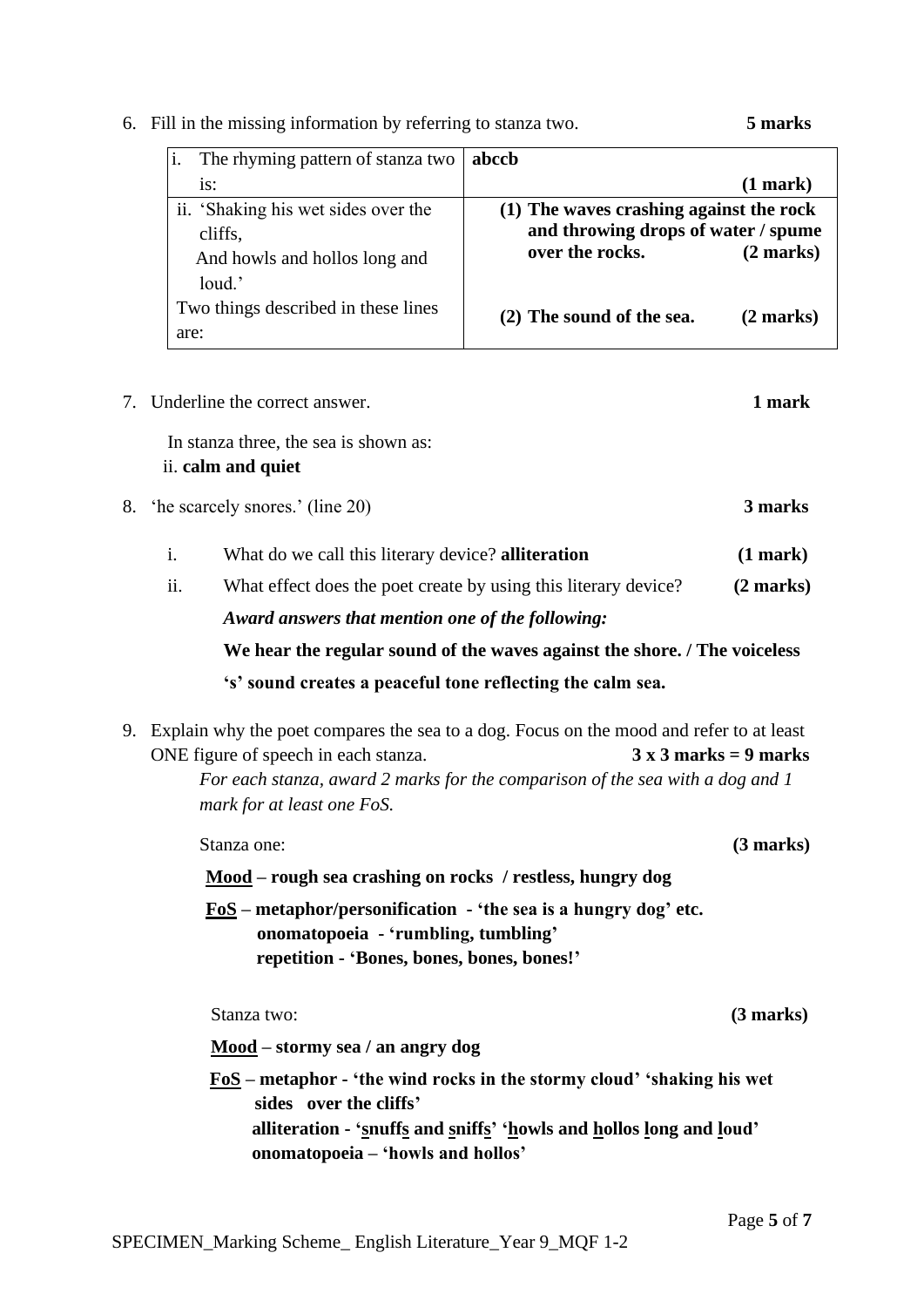6. Fill in the missing information by referring to stanza two. **5 marks**

| i. The rhyming pattern of stanza two is: | **abccb** **(1 mark)** |
|---|---|
| ii. 'Shaking his wet sides over the cliffs, And howls and hollos long and loud.' Two things described in these lines are: | **(1) The waves crashing against the rock and throwing drops of water / spume over the rocks. (2 marks)** **(2) The sound of the sea. (2 marks)** |

7. Underline the correct answer. **1 mark**

   In stanza three, the sea is shown as:
   ii. **calm and quiet**

8. 'he scarcely snores.' (line 20) **3 marks**

   i. What do we call this literary device? **alliteration** **(1 mark)**

   ii. What effect does the poet create by using this literary device? **(2 marks)**

   ***Award answers that mention one of the following:***

   **We hear the regular sound of the waves against the shore. / The voiceless 's' sound creates a peaceful tone reflecting the calm sea.**

9. Explain why the poet compares the sea to a dog. Focus on the mood and refer to at least ONE figure of speech in each stanza. **3 x 3 marks = 9 marks**

   *For each stanza, award 2 marks for the comparison of the sea with a dog and 1 mark for at least one FoS.*

   Stanza one: **(3 marks)**

   **<u>Mood</u> – rough sea crashing on rocks / restless, hungry dog**

   **<u>FoS</u> – metaphor/personification - 'the sea is a hungry dog' etc.**
   **onomatopoeia - 'rumbling, tumbling'**
   **repetition - 'Bones, bones, bones, bones!'**

   Stanza two: **(3 marks)**

   **<u>Mood</u> – stormy sea / an angry dog**

   **<u>FoS</u> – metaphor - 'the wind rocks in the stormy cloud' 'shaking his wet sides over the cliffs'**
   **alliteration - '<u>s</u>nuff<u>s</u> and <u>s</u>niff<u>s</u>' '<u>h</u>owls and <u>h</u>ollos <u>l</u>ong and <u>l</u>oud'**
   **onomatopoeia – 'howls and hollos'**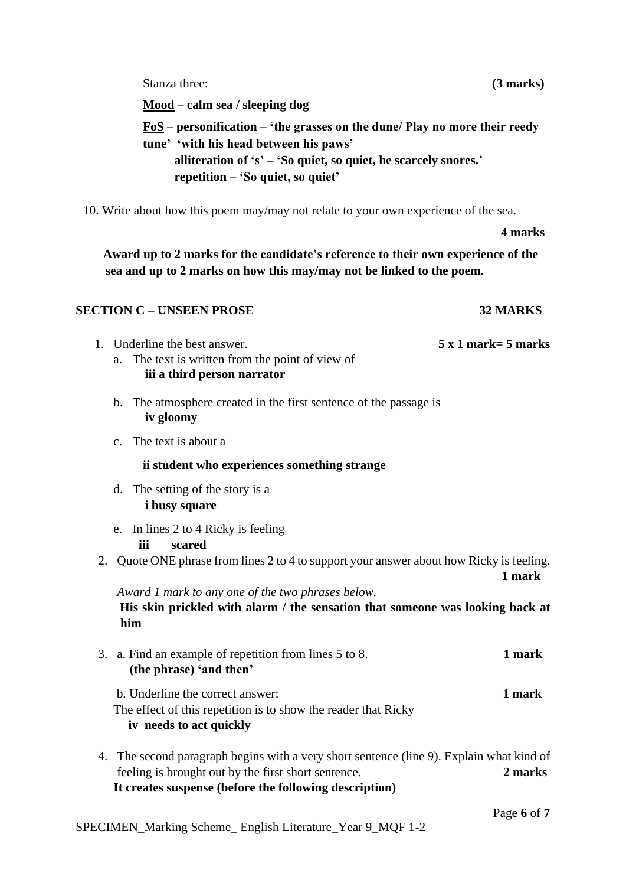Stanza three: **(3 marks)**

**<u>Mood</u> – calm sea / sleeping dog**

**<u>FoS</u> – personification – 'the grasses on the dune/ Play no more their reedy tune' 'with his head between his paws'**
**alliteration of 's' – 'So quiet, so quiet, he scarcely snores.'**
**repetition – 'So quiet, so quiet'**

10. Write about how this poem may/may not relate to your own experience of the sea.

**4 marks**

**Award up to 2 marks for the candidate's reference to their own experience of the sea and up to 2 marks on how this may/may not be linked to the poem.**

## SECTION C – UNSEEN PROSE **32 MARKS**

1. Underline the best answer. **5 x 1 mark= 5 marks**
   a. The text is written from the point of view of
      **iii a third person narrator**

   b. The atmosphere created in the first sentence of the passage is
      **iv gloomy**

   c. The text is about a
      **ii student who experiences something strange**

   d. The setting of the story is a
      **i busy square**

   e. In lines 2 to 4 Ricky is feeling
      **iii scared**

2. Quote ONE phrase from lines 2 to 4 to support your answer about how Ricky is feeling. **1 mark**

   *Award 1 mark to any one of the two phrases below.*
   **His skin prickled with alarm / the sensation that someone was looking back at him**

3. a. Find an example of repetition from lines 5 to 8. **1 mark**
   **(the phrase) 'and then'**

   b. Underline the correct answer: **1 mark**
   The effect of this repetition is to show the reader that Ricky
   **iv needs to act quickly**

4. The second paragraph begins with a very short sentence (line 9). Explain what kind of feeling is brought out by the first short sentence. **2 marks**
   **It creates suspense (before the following description)**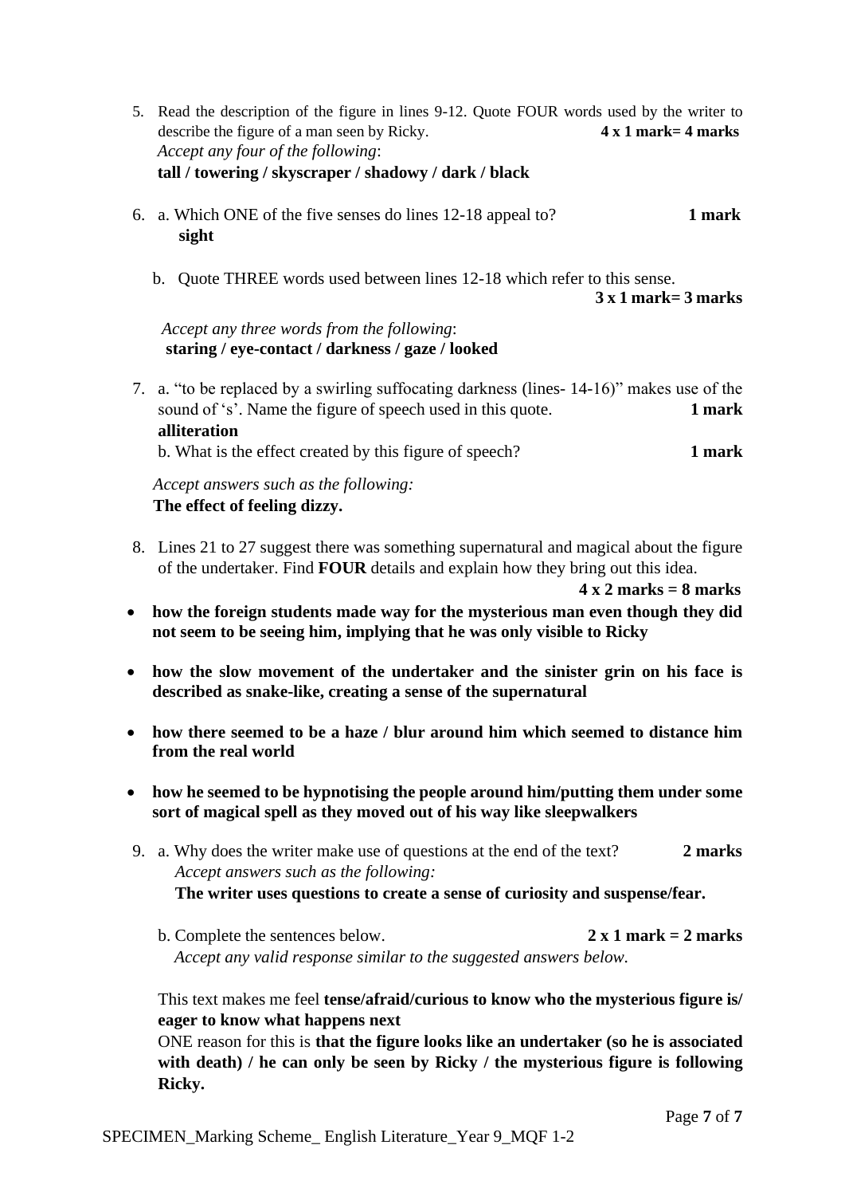5. Read the description of the figure in lines 9-12. Quote FOUR words used by the writer to describe the figure of a man seen by Ricky. **4 x 1 mark= 4 marks**
   *Accept any four of the following*:
   **tall / towering / skyscraper / shadowy / dark / black**

6. a. Which ONE of the five senses do lines 12-18 appeal to? **1 mark**
   **sight**

   b. Quote THREE words used between lines 12-18 which refer to this sense. **3 x 1 mark= 3 marks**

   *Accept any three words from the following*:
   **staring / eye-contact / darkness / gaze / looked**

7. a. "to be replaced by a swirling suffocating darkness (lines- 14-16)" makes use of the sound of 's'. Name the figure of speech used in this quote. **1 mark**
   **alliteration**
   b. What is the effect created by this figure of speech? **1 mark**

   *Accept answers such as the following:*
   **The effect of feeling dizzy.**

8. Lines 21 to 27 suggest there was something supernatural and magical about the figure of the undertaker. Find **FOUR** details and explain how they bring out this idea. **4 x 2 marks = 8 marks**

- **how the foreign students made way for the mysterious man even though they did not seem to be seeing him, implying that he was only visible to Ricky**
- **how the slow movement of the undertaker and the sinister grin on his face is described as snake-like, creating a sense of the supernatural**
- **how there seemed to be a haze / blur around him which seemed to distance him from the real world**
- **how he seemed to be hypnotising the people around him/putting them under some sort of magical spell as they moved out of his way like sleepwalkers**

9. a. Why does the writer make use of questions at the end of the text? **2 marks**
   *Accept answers such as the following:*
   **The writer uses questions to create a sense of curiosity and suspense/fear.**

   b. Complete the sentences below. **2 x 1 mark = 2 marks**
   *Accept any valid response similar to the suggested answers below.*

   This text makes me feel **tense/afraid/curious to know who the mysterious figure is/ eager to know what happens next**
   ONE reason for this is **that the figure looks like an undertaker (so he is associated with death) / he can only be seen by Ricky / the mysterious figure is following Ricky.**